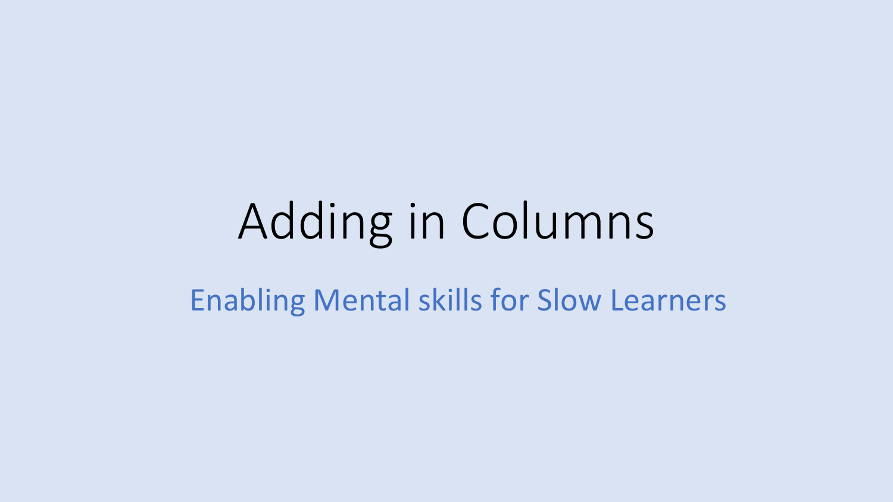# Adding in Columns

Enabling Mental skills for Slow Learners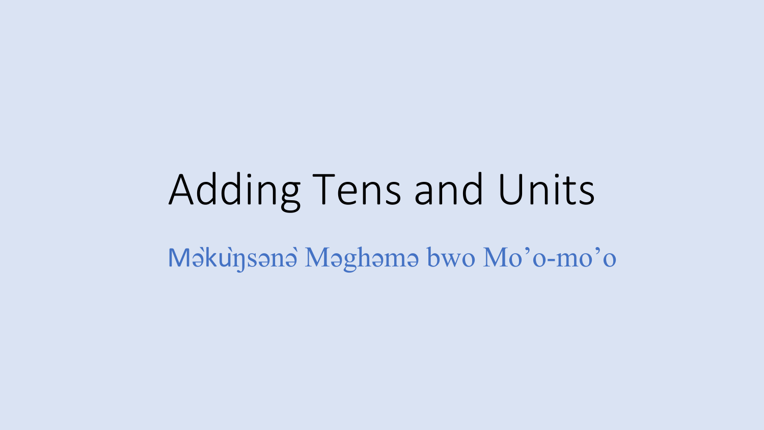# Adding Tens and Units

Mə̀kù̀ŋsənə̀ Məghəmə bwo Mo’o-mo’o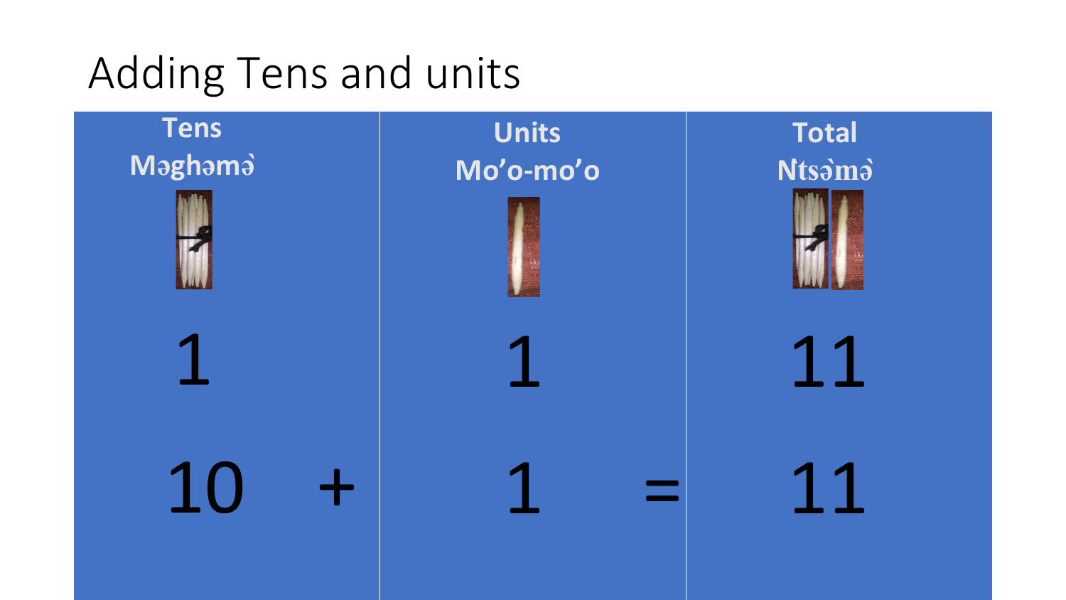# Adding Tens and units

| Tens<br>Məghəmə̀ | | Units<br>Mo'o-mo'o | | Total<br>Ntsə̀mə̀ |
|---|---|---|---|---|
| 1 | | 1 | | 11 |
| 10 | + | 1 | = | 11 |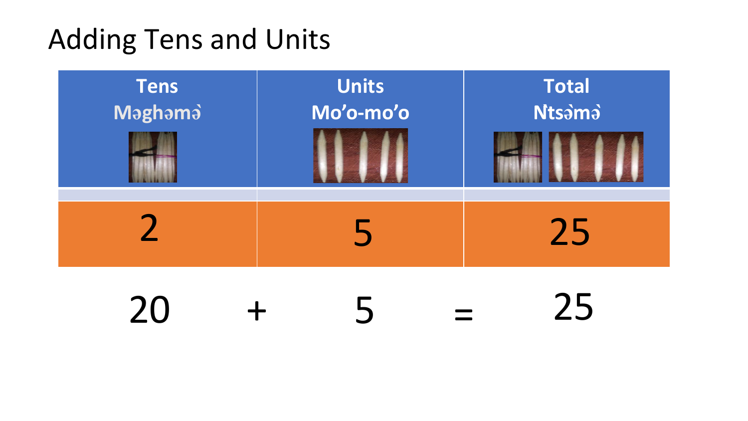# Adding Tens and Units

| Tens<br>Məghəmə̀ | Units<br>Mo’o-mo’o | Total<br>Ǹtsə̀mə̀ |
| --- | --- | --- |
| 2 | 5 | 25 |

$$20 + 5 = 25$$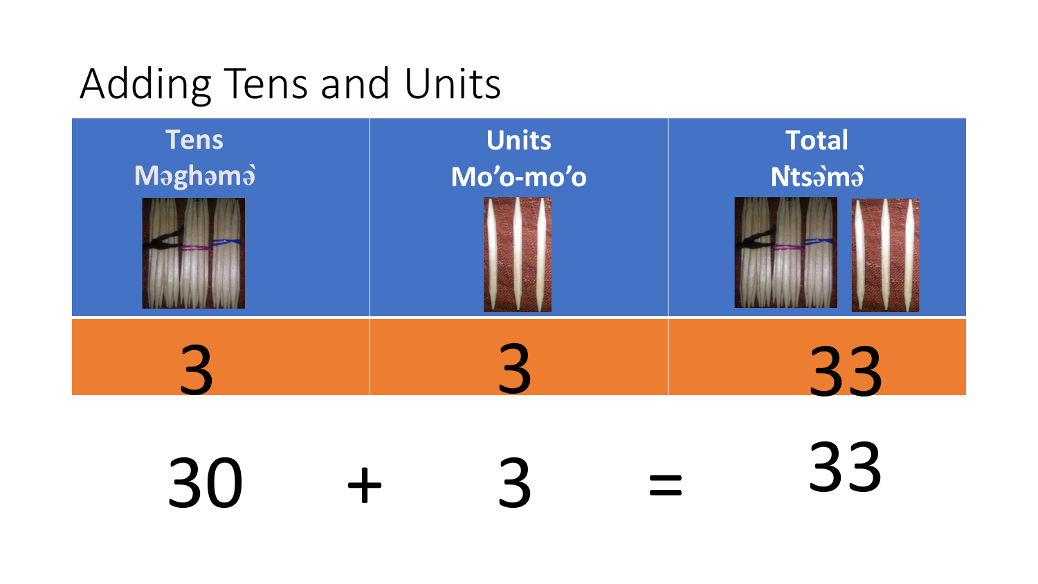# Adding Tens and Units

| Tens<br>Məghəmə̀ | Units<br>Mo’o-mo’o | Total<br>Ǹtsə̀mə̀ |
|---|---|---|
| 3 | 3 | 33 |

30 + 3 = 33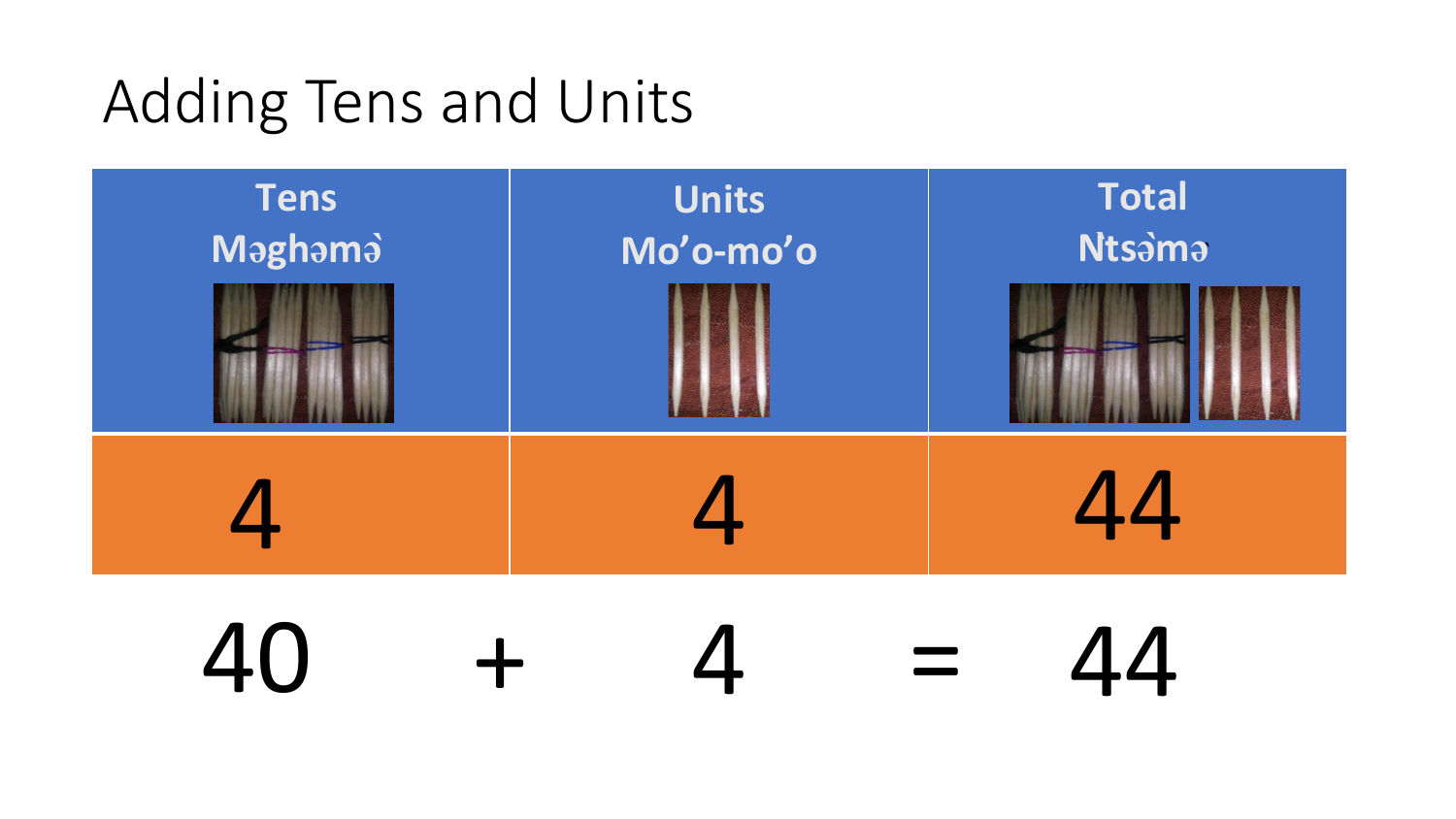# Adding Tens and Units

| Tens<br>Məghəmə̀ | Units<br>Mo'o-mo'o | Total<br>Ntsə̀mə |
| --- | --- | --- |
| 4 | 4 | 44 |

$$40 + 4 = 44$$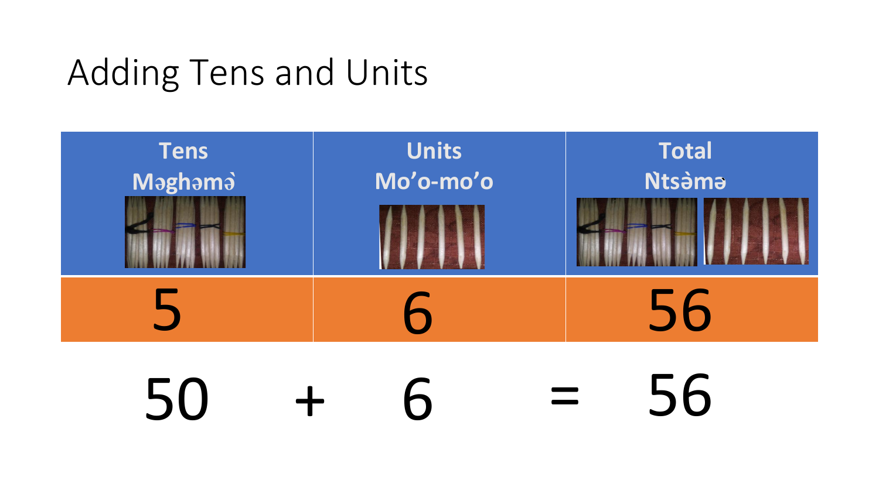# Adding Tens and Units

| Tens<br>Məghəmə̀ | Units<br>Mo'o-mo'o | Total<br>Ǹtsə̀mə |
| --- | --- | --- |
| 5 | 6 | 56 |

$$50 + 6 = 56$$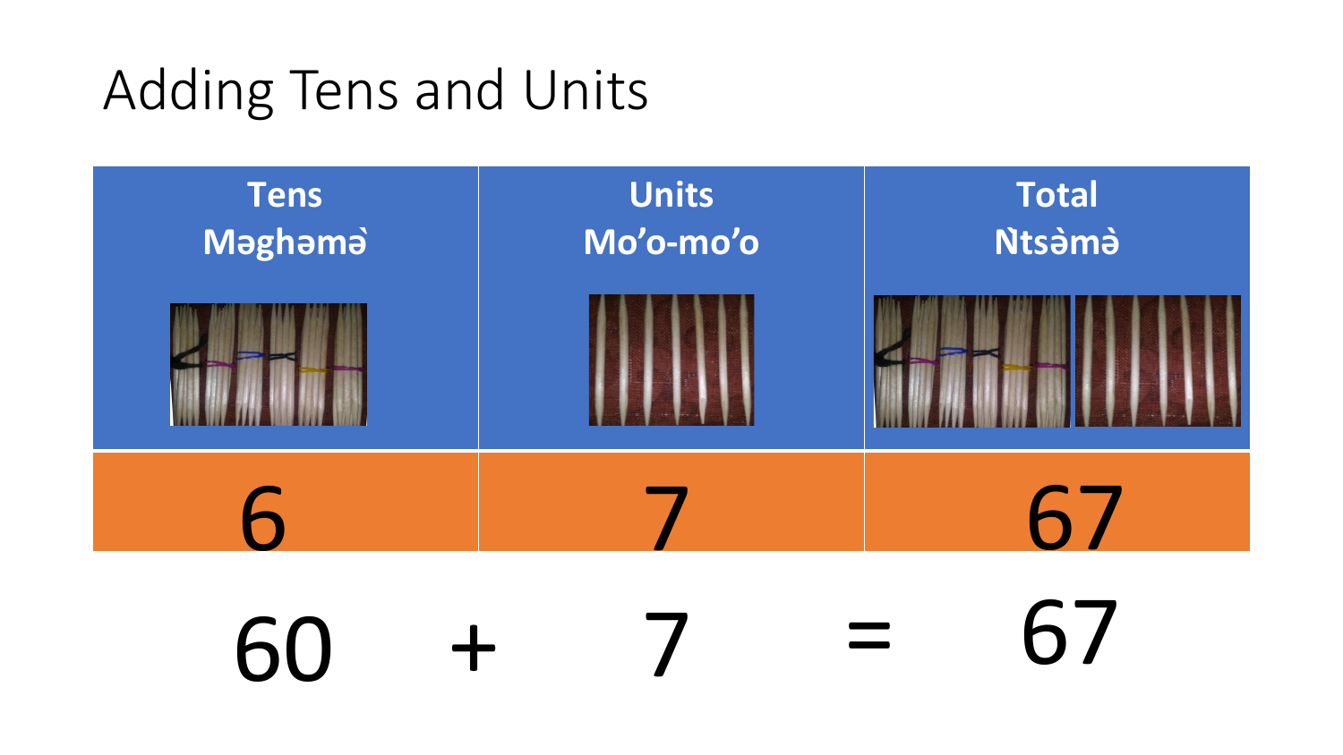# Adding Tens and Units

| Tens<br>Məghəmə̀ | Units<br>Mo'o-mo'o | Total<br>N̈tsəmə̀ |
|---|---|---|
| 6 | 7 | 67 |

60 + 7 = 67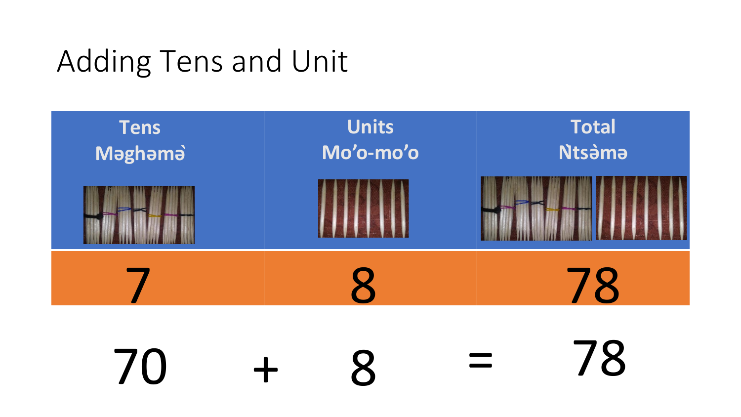# Adding Tens and Unit

| Tens<br>Məghəmə̀ | Units<br>Mo'o-mo'o | Total<br>Ǹtsə̀mə |
|---|---|---|
| 7 | 8 | 78 |

$$70 + 8 = 78$$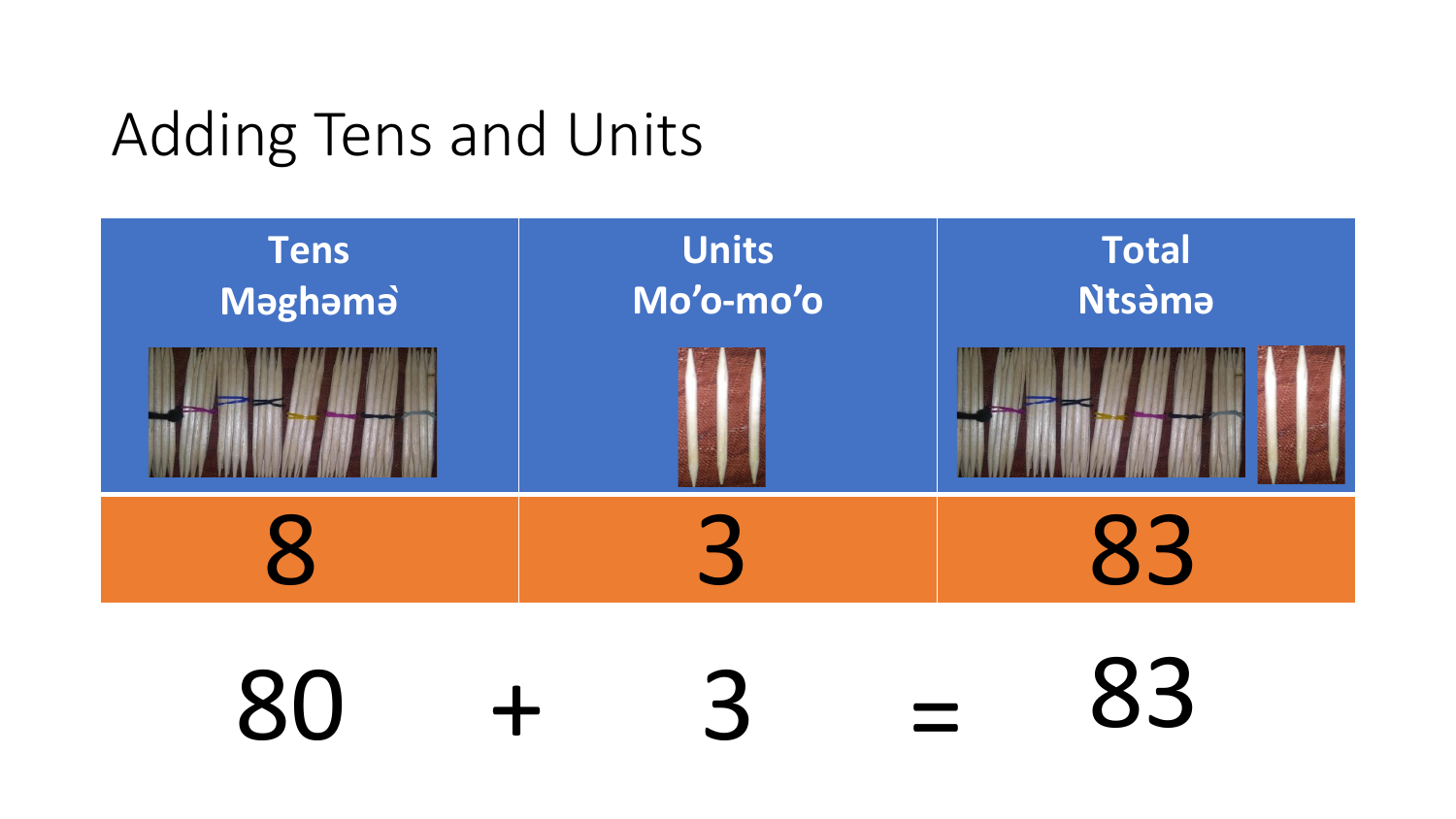# Adding Tens and Units

| Tens<br>Məghəmə̀ | Units<br>Mo'o-mo'o | Total<br>Ǹtsə̀mə |
|---|---|---|
| 8 | 3 | 83 |

$$80 + 3 = 83$$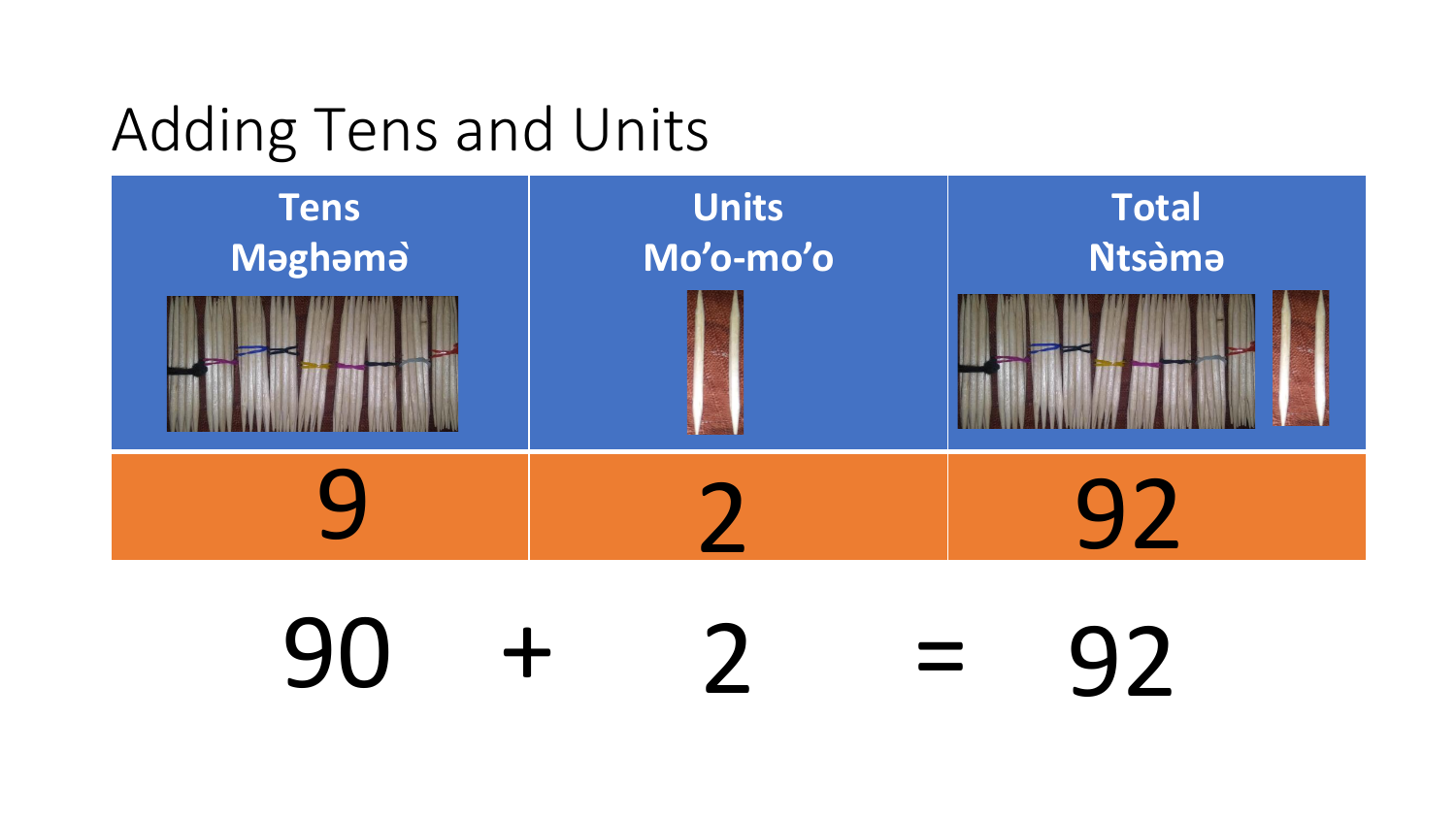# Adding Tens and Units

| Tens<br>Məghəmə̀ | Units<br>Mo'o-mo'o | Total<br>Ǹtsə̀mə |
|---|---|---|
| 9 | 2 | 92 |

$$90 + 2 = 92$$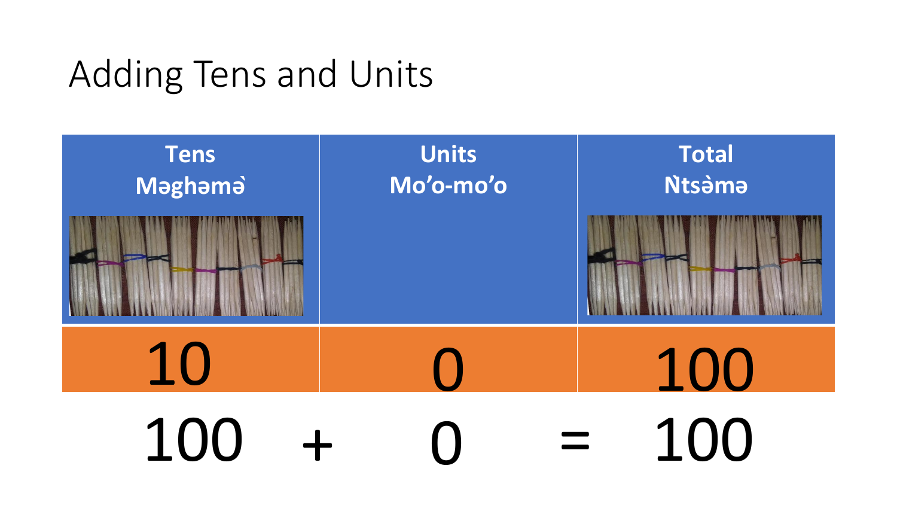# Adding Tens and Units

| Tens<br>Məghəmə̀ | Units<br>Mo'o-mo'o | Total<br>Ǹtsə̀mə |
|---|---|---|
| 10 | 0 | 100 |

100 + 0 = 100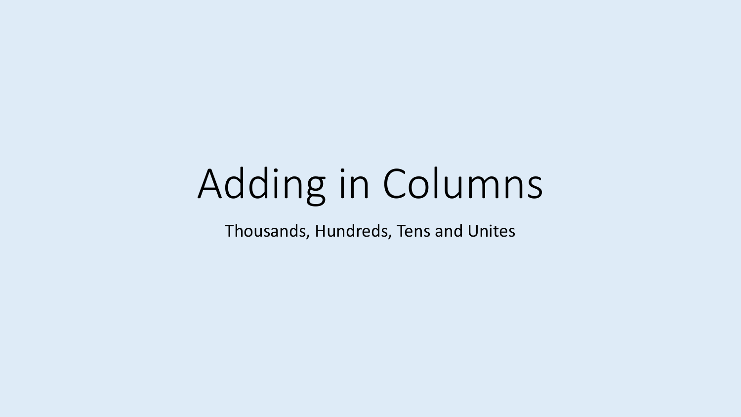# Adding in Columns

Thousands, Hundreds, Tens and Unites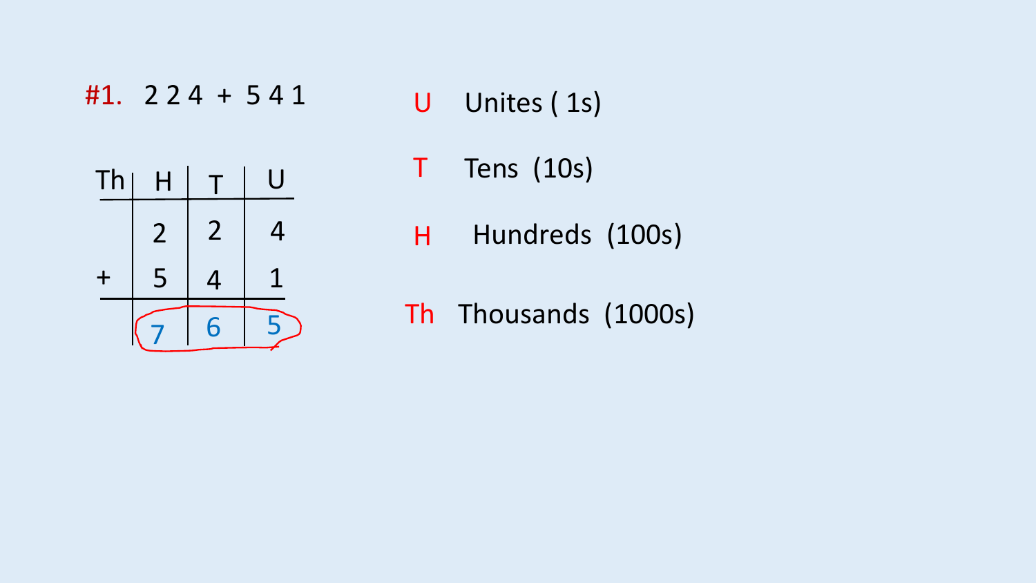**#1.** 2 2 4 + 5 4 1

| | Th | H | T | U |
|---|---|---|---|---|
| | | 2 | 2 | 4 |
| + | | 5 | 4 | 1 |
| | | 7 | 6 | 5 |

- **U** Unites ( 1s)
- **T** Tens (10s)
- **H** Hundreds (100s)
- **Th** Thousands (1000s)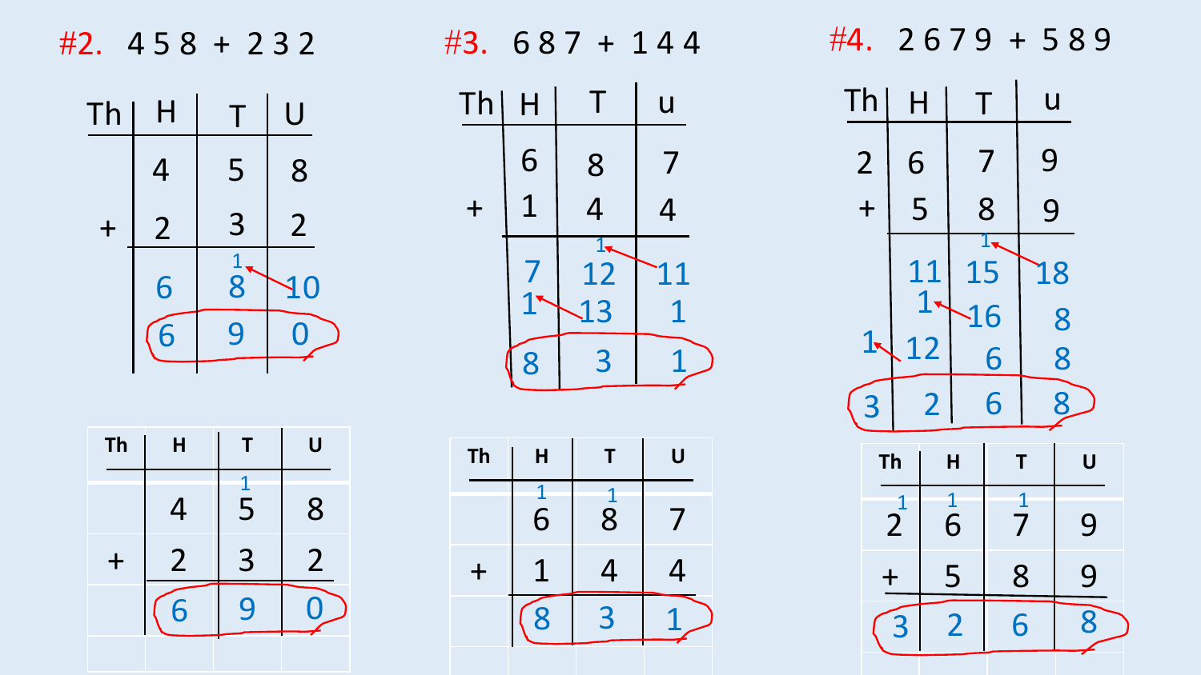#2. 4 5 8 + 2 3 2

| Th | H | T | U |
|---|---|---|---|
| | 4 | 5 | 8 |
| + | 2 | 3 | 2 |
| | 6 | 8 (1) | 10 |
| | 6 | 9 | 0 |

| Th | H | T | U |
|---|---|---|---|
| | 4 | 5 (1) | 8 |
| + | 2 | 3 | 2 |
| | 6 | 9 | 0 |

#3. 6 8 7 + 1 4 4

| Th | H | T | u |
|---|---|---|---|
| | 6 | 8 | 7 |
| + | 1 | 4 | 4 |
| | 7 | 12 (1) | 11 |
| | 1 | 13 | 1 |
| | 8 | 3 | 1 |

| Th | H | T | U |
|---|---|---|---|
| | 6 (1) | 8 (1) | 7 |
| + | 1 | 4 | 4 |
| | 8 | 3 | 1 |

#4. 2 6 7 9 + 5 8 9

| Th | H | T | u |
|---|---|---|---|
| 2 | 6 | 7 | 9 |
| + | 5 | 8 | 9 |
| | 11 | 15 (1) | 18 |
| | 1 | 16 | 8 |
| 1 | 12 | 6 | 8 |
| 3 | 2 | 6 | 8 |

| Th | H | T | U |
|---|---|---|---|
| 2 (1) | 6 (1) | 7 (1) | 9 |
| + | 5 | 8 | 9 |
| 3 | 2 | 6 | 8 |